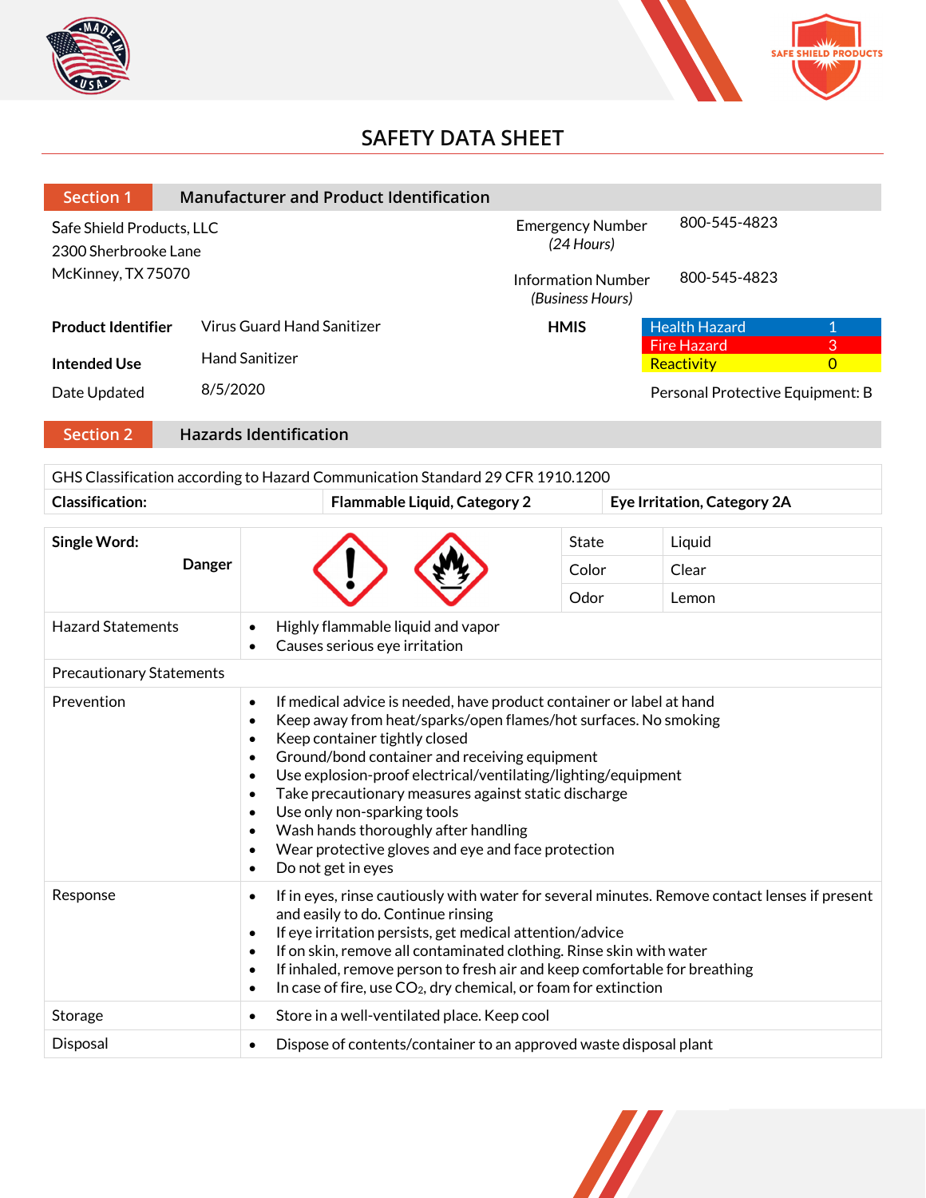# SAFETY DATA SHEET

## Section 1 Manufacturer and Product Identification

Safe Shield Products, LLC
2300 Sherbrooke Lane
McKinney, TX 75070

| | |
|---|---|
| Emergency Number *(24 Hours)* | 800-545-4823 |
| Information Number *(Business Hours)* | 800-545-4823 |

| | |
|---|---|
| **Product Identifier** | Virus Guard Hand Sanitizer |
| **Intended Use** | Hand Sanitizer |
| Date Updated | 8/5/2020 |

**HMIS**

| | |
|---|---|
| Health Hazard | 1 |
| Fire Hazard | 3 |
| Reactivity | 0 |

Personal Protective Equipment: B

## Section 2 Hazards Identification

| GHS Classification according to Hazard Communication Standard 29 CFR 1910.1200 | | |
|---|---|---|
| **Classification:** | **Flammable Liquid, Category 2** | **Eye Irritation, Category 2A** |

| **Single Word:** **Danger** | State | Liquid |
|---|---|---|
| | Color | Clear |
| | Odor | Lemon |

| | |
|---|---|
| Hazard Statements | • Highly flammable liquid and vapor<br>• Causes serious eye irritation |
| Precautionary Statements | |
| Prevention | • If medical advice is needed, have product container or label at hand<br>• Keep away from heat/sparks/open flames/hot surfaces. No smoking<br>• Keep container tightly closed<br>• Ground/bond container and receiving equipment<br>• Use explosion-proof electrical/ventilating/lighting/equipment<br>• Take precautionary measures against static discharge<br>• Use only non-sparking tools<br>• Wash hands thoroughly after handling<br>• Wear protective gloves and eye and face protection<br>• Do not get in eyes |
| Response | • If in eyes, rinse cautiously with water for several minutes. Remove contact lenses if present and easily to do. Continue rinsing<br>• If eye irritation persists, get medical attention/advice<br>• If on skin, remove all contaminated clothing. Rinse skin with water<br>• If inhaled, remove person to fresh air and keep comfortable for breathing<br>• In case of fire, use $CO_2$, dry chemical, or foam for extinction |
| Storage | • Store in a well-ventilated place. Keep cool |
| Disposal | • Dispose of contents/container to an approved waste disposal plant |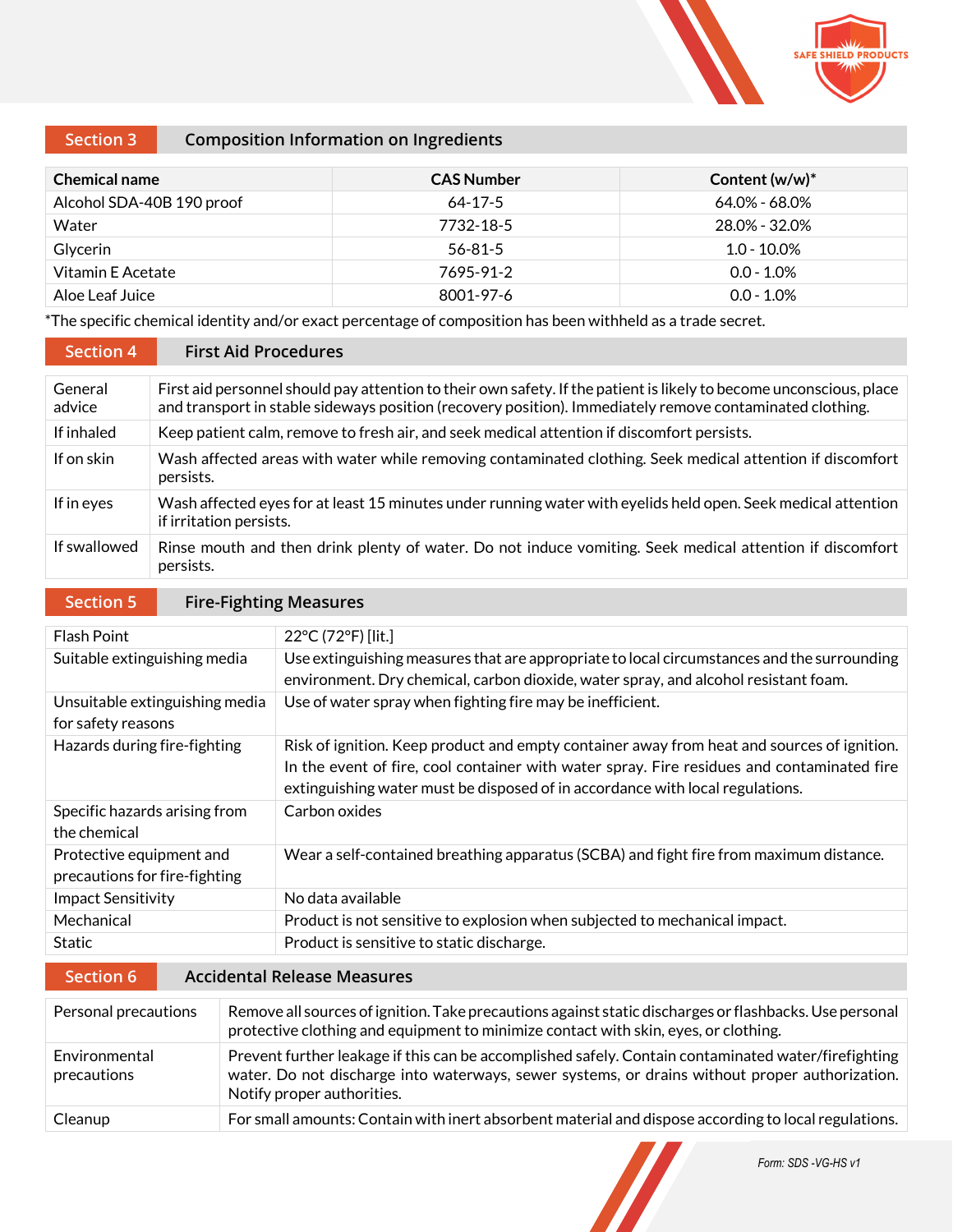## Section 3 Composition Information on Ingredients

| Chemical name | CAS Number | Content (w/w)* |
|---|---|---|
| Alcohol SDA-40B 190 proof | 64-17-5 | 64.0% - 68.0% |
| Water | 7732-18-5 | 28.0% - 32.0% |
| Glycerin | 56-81-5 | 1.0 - 10.0% |
| Vitamin E Acetate | 7695-91-2 | 0.0 - 1.0% |
| Aloe Leaf Juice | 8001-97-6 | 0.0 - 1.0% |

*The specific chemical identity and/or exact percentage of composition has been withheld as a trade secret.

## Section 4 First Aid Procedures

| | |
|---|---|
| General advice | First aid personnel should pay attention to their own safety. If the patient is likely to become unconscious, place and transport in stable sideways position (recovery position). Immediately remove contaminated clothing. |
| If inhaled | Keep patient calm, remove to fresh air, and seek medical attention if discomfort persists. |
| If on skin | Wash affected areas with water while removing contaminated clothing. Seek medical attention if discomfort persists. |
| If in eyes | Wash affected eyes for at least 15 minutes under running water with eyelids held open. Seek medical attention if irritation persists. |
| If swallowed | Rinse mouth and then drink plenty of water. Do not induce vomiting. Seek medical attention if discomfort persists. |

## Section 5 Fire-Fighting Measures

| | |
|---|---|
| Flash Point | 22°C (72°F) [lit.] |
| Suitable extinguishing media | Use extinguishing measures that are appropriate to local circumstances and the surrounding environment. Dry chemical, carbon dioxide, water spray, and alcohol resistant foam. |
| Unsuitable extinguishing media for safety reasons | Use of water spray when fighting fire may be inefficient. |
| Hazards during fire-fighting | Risk of ignition. Keep product and empty container away from heat and sources of ignition. In the event of fire, cool container with water spray. Fire residues and contaminated fire extinguishing water must be disposed of in accordance with local regulations. |
| Specific hazards arising from the chemical | Carbon oxides |
| Protective equipment and precautions for fire-fighting | Wear a self-contained breathing apparatus (SCBA) and fight fire from maximum distance. |
| Impact Sensitivity | No data available |
| Mechanical | Product is not sensitive to explosion when subjected to mechanical impact. |
| Static | Product is sensitive to static discharge. |

## Section 6 Accidental Release Measures

| | |
|---|---|
| Personal precautions | Remove all sources of ignition. Take precautions against static discharges or flashbacks. Use personal protective clothing and equipment to minimize contact with skin, eyes, or clothing. |
| Environmental precautions | Prevent further leakage if this can be accomplished safely. Contain contaminated water/firefighting water. Do not discharge into waterways, sewer systems, or drains without proper authorization. Notify proper authorities. |
| Cleanup | For small amounts: Contain with inert absorbent material and dispose according to local regulations. |

*Form: SDS -VG-HS v1*